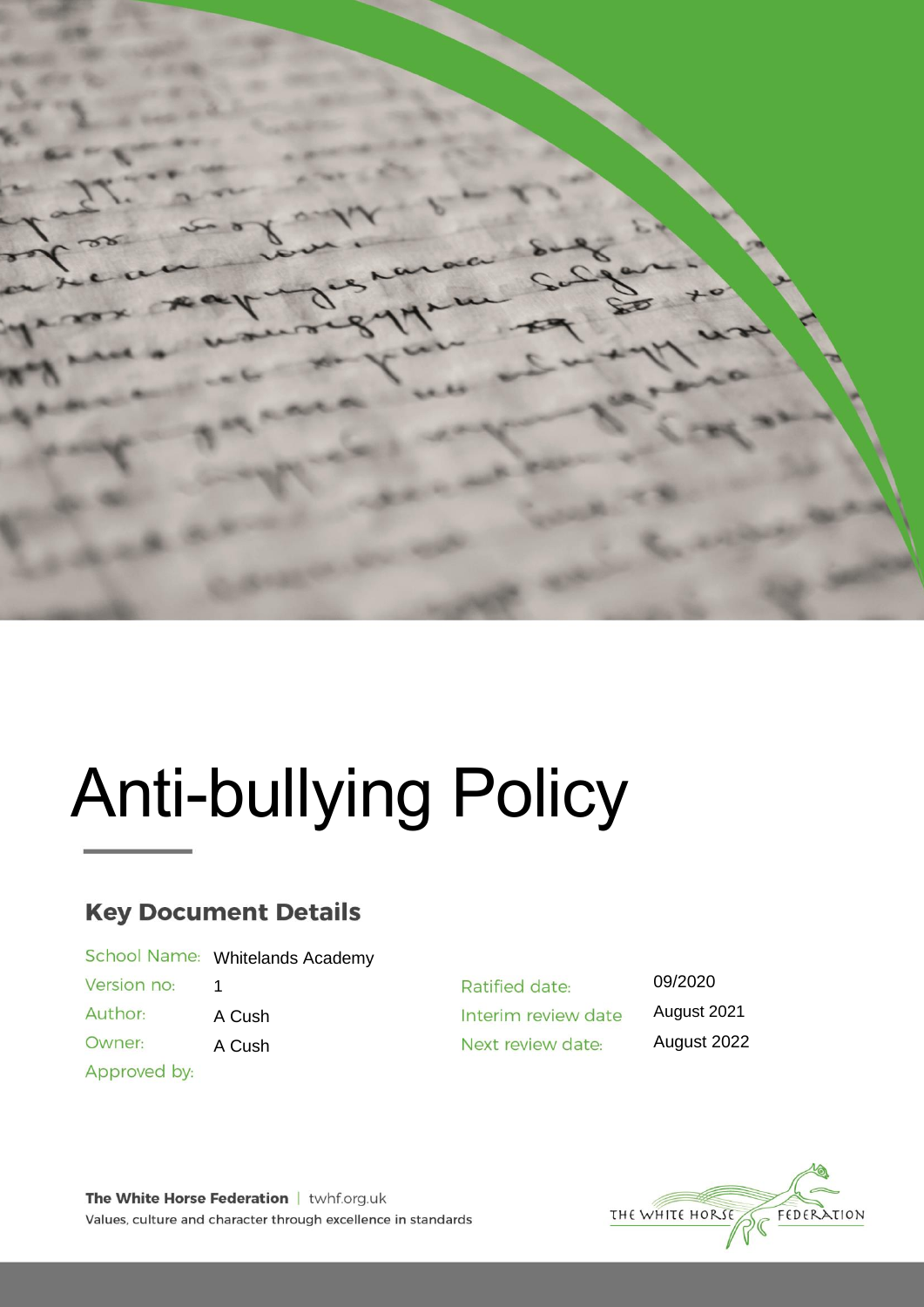# Anti-bullying Policy

## Key Document Details

| | | | |
|---|---|---|---|
| School Name: | Whitelands Academy | | |
| Version no: | 1 | Ratified date: | 09/2020 |
| Author: | A Cush | Interim review date | August 2021 |
| Owner: | A Cush | Next review date: | August 2022 |
| Approved by: | | | |

**The White Horse Federation** | twhf.org.uk
Values, culture and character through excellence in standards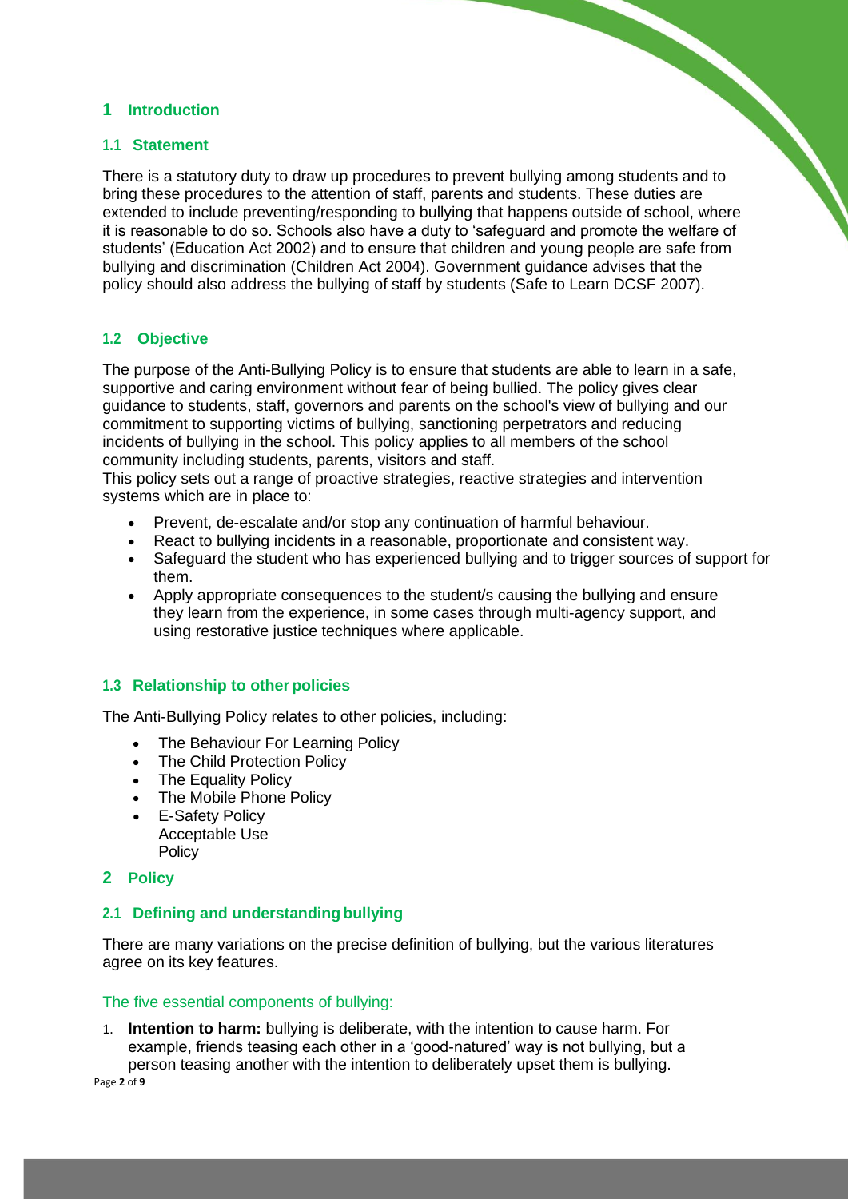# 1 Introduction

## 1.1 Statement

There is a statutory duty to draw up procedures to prevent bullying among students and to bring these procedures to the attention of staff, parents and students. These duties are extended to include preventing/responding to bullying that happens outside of school, where it is reasonable to do so. Schools also have a duty to 'safeguard and promote the welfare of students' (Education Act 2002) and to ensure that children and young people are safe from bullying and discrimination (Children Act 2004). Government guidance advises that the policy should also address the bullying of staff by students (Safe to Learn DCSF 2007).

## 1.2 Objective

The purpose of the Anti-Bullying Policy is to ensure that students are able to learn in a safe, supportive and caring environment without fear of being bullied. The policy gives clear guidance to students, staff, governors and parents on the school's view of bullying and our commitment to supporting victims of bullying, sanctioning perpetrators and reducing incidents of bullying in the school. This policy applies to all members of the school community including students, parents, visitors and staff.
This policy sets out a range of proactive strategies, reactive strategies and intervention systems which are in place to:

- Prevent, de-escalate and/or stop any continuation of harmful behaviour.
- React to bullying incidents in a reasonable, proportionate and consistent way.
- Safeguard the student who has experienced bullying and to trigger sources of support for them.
- Apply appropriate consequences to the student/s causing the bullying and ensure they learn from the experience, in some cases through multi-agency support, and using restorative justice techniques where applicable.

## 1.3 Relationship to other policies

The Anti-Bullying Policy relates to other policies, including:

- The Behaviour For Learning Policy
- The Child Protection Policy
- The Equality Policy
- The Mobile Phone Policy
- E-Safety Policy
  Acceptable Use Policy

# 2 Policy

## 2.1 Defining and understanding bullying

There are many variations on the precise definition of bullying, but the various literatures agree on its key features.

The five essential components of bullying:

1. **Intention to harm:** bullying is deliberate, with the intention to cause harm. For example, friends teasing each other in a 'good-natured' way is not bullying, but a person teasing another with the intention to deliberately upset them is bullying.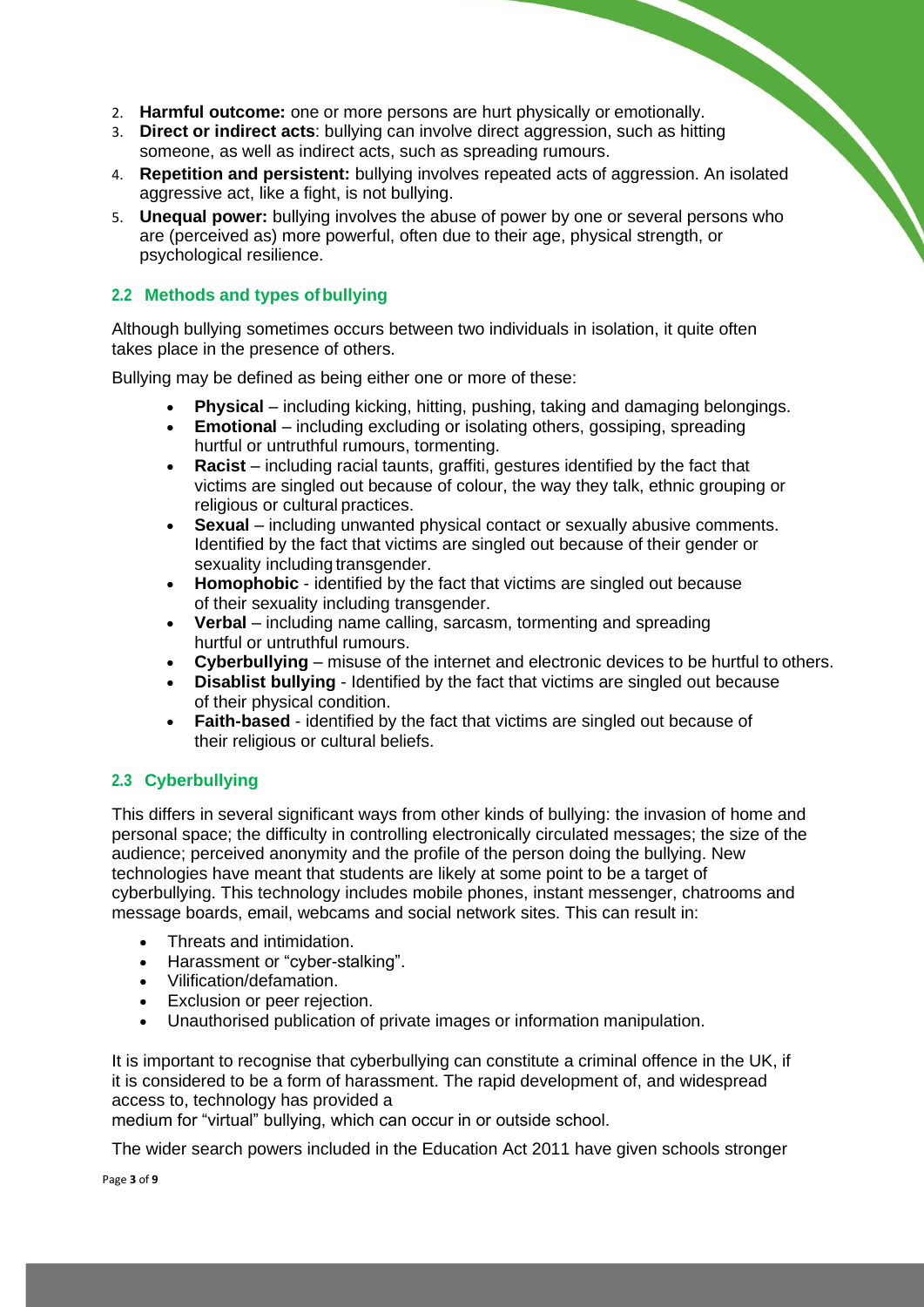2. **Harmful outcome:** one or more persons are hurt physically or emotionally.
3. **Direct or indirect acts**: bullying can involve direct aggression, such as hitting someone, as well as indirect acts, such as spreading rumours.
4. **Repetition and persistent:** bullying involves repeated acts of aggression. An isolated aggressive act, like a fight, is not bullying.
5. **Unequal power:** bullying involves the abuse of power by one or several persons who are (perceived as) more powerful, often due to their age, physical strength, or psychological resilience.

### 2.2 Methods and types of bullying

Although bullying sometimes occurs between two individuals in isolation, it quite often takes place in the presence of others.

Bullying may be defined as being either one or more of these:

- **Physical** – including kicking, hitting, pushing, taking and damaging belongings.
- **Emotional** – including excluding or isolating others, gossiping, spreading hurtful or untruthful rumours, tormenting.
- **Racist** – including racial taunts, graffiti, gestures identified by the fact that victims are singled out because of colour, the way they talk, ethnic grouping or religious or cultural practices.
- **Sexual** – including unwanted physical contact or sexually abusive comments. Identified by the fact that victims are singled out because of their gender or sexuality including transgender.
- **Homophobic** - identified by the fact that victims are singled out because of their sexuality including transgender.
- **Verbal** – including name calling, sarcasm, tormenting and spreading hurtful or untruthful rumours.
- **Cyberbullying** – misuse of the internet and electronic devices to be hurtful to others.
- **Disablist bullying** - Identified by the fact that victims are singled out because of their physical condition.
- **Faith-based** - identified by the fact that victims are singled out because of their religious or cultural beliefs.

### 2.3 Cyberbullying

This differs in several significant ways from other kinds of bullying: the invasion of home and personal space; the difficulty in controlling electronically circulated messages; the size of the audience; perceived anonymity and the profile of the person doing the bullying. New technologies have meant that students are likely at some point to be a target of cyberbullying. This technology includes mobile phones, instant messenger, chatrooms and message boards, email, webcams and social network sites. This can result in:

- Threats and intimidation.
- Harassment or "cyber-stalking".
- Vilification/defamation.
- Exclusion or peer rejection.
- Unauthorised publication of private images or information manipulation.

It is important to recognise that cyberbullying can constitute a criminal offence in the UK, if it is considered to be a form of harassment. The rapid development of, and widespread access to, technology has provided a medium for "virtual" bullying, which can occur in or outside school.

The wider search powers included in the Education Act 2011 have given schools stronger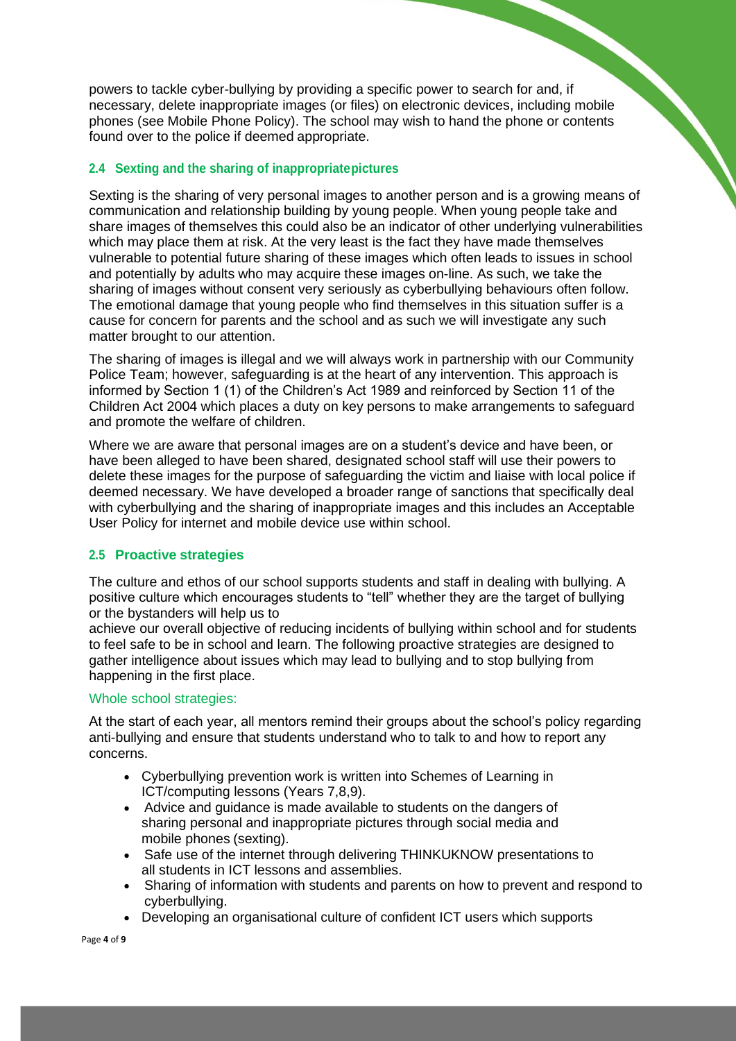powers to tackle cyber-bullying by providing a specific power to search for and, if necessary, delete inappropriate images (or files) on electronic devices, including mobile phones (see Mobile Phone Policy). The school may wish to hand the phone or contents found over to the police if deemed appropriate.

### 2.4 Sexting and the sharing of inappropriatepictures

Sexting is the sharing of very personal images to another person and is a growing means of communication and relationship building by young people. When young people take and share images of themselves this could also be an indicator of other underlying vulnerabilities which may place them at risk. At the very least is the fact they have made themselves vulnerable to potential future sharing of these images which often leads to issues in school and potentially by adults who may acquire these images on-line. As such, we take the sharing of images without consent very seriously as cyberbullying behaviours often follow. The emotional damage that young people who find themselves in this situation suffer is a cause for concern for parents and the school and as such we will investigate any such matter brought to our attention.

The sharing of images is illegal and we will always work in partnership with our Community Police Team; however, safeguarding is at the heart of any intervention. This approach is informed by Section 1 (1) of the Children's Act 1989 and reinforced by Section 11 of the Children Act 2004 which places a duty on key persons to make arrangements to safeguard and promote the welfare of children.

Where we are aware that personal images are on a student's device and have been, or have been alleged to have been shared, designated school staff will use their powers to delete these images for the purpose of safeguarding the victim and liaise with local police if deemed necessary. We have developed a broader range of sanctions that specifically deal with cyberbullying and the sharing of inappropriate images and this includes an Acceptable User Policy for internet and mobile device use within school.

### 2.5 Proactive strategies

The culture and ethos of our school supports students and staff in dealing with bullying. A positive culture which encourages students to "tell" whether they are the target of bullying or the bystanders will help us to achieve our overall objective of reducing incidents of bullying within school and for students to feel safe to be in school and learn. The following proactive strategies are designed to gather intelligence about issues which may lead to bullying and to stop bullying from happening in the first place.

#### Whole school strategies:

At the start of each year, all mentors remind their groups about the school's policy regarding anti-bullying and ensure that students understand who to talk to and how to report any concerns.

- Cyberbullying prevention work is written into Schemes of Learning in ICT/computing lessons (Years 7,8,9).
- Advice and guidance is made available to students on the dangers of sharing personal and inappropriate pictures through social media and mobile phones (sexting).
- Safe use of the internet through delivering THINKUKNOW presentations to all students in ICT lessons and assemblies.
- Sharing of information with students and parents on how to prevent and respond to cyberbullying.
- Developing an organisational culture of confident ICT users which supports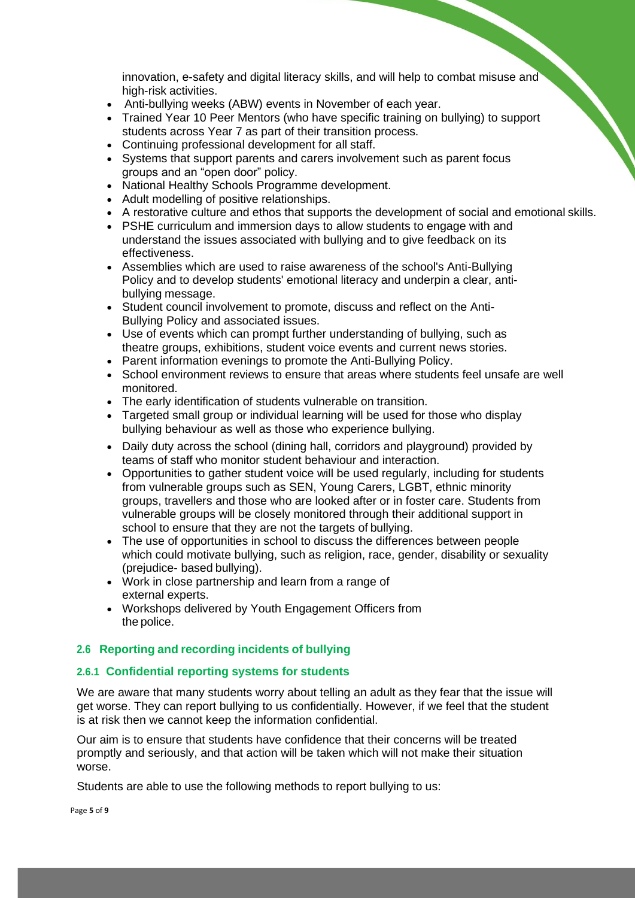innovation, e-safety and digital literacy skills, and will help to combat misuse and high-risk activities.

- Anti-bullying weeks (ABW) events in November of each year.
- Trained Year 10 Peer Mentors (who have specific training on bullying) to support students across Year 7 as part of their transition process.
- Continuing professional development for all staff.
- Systems that support parents and carers involvement such as parent focus groups and an "open door" policy.
- National Healthy Schools Programme development.
- Adult modelling of positive relationships.
- A restorative culture and ethos that supports the development of social and emotional skills.
- PSHE curriculum and immersion days to allow students to engage with and understand the issues associated with bullying and to give feedback on its effectiveness.
- Assemblies which are used to raise awareness of the school's Anti-Bullying Policy and to develop students' emotional literacy and underpin a clear, anti-bullying message.
- Student council involvement to promote, discuss and reflect on the Anti-Bullying Policy and associated issues.
- Use of events which can prompt further understanding of bullying, such as theatre groups, exhibitions, student voice events and current news stories.
- Parent information evenings to promote the Anti-Bullying Policy.
- School environment reviews to ensure that areas where students feel unsafe are well monitored.
- The early identification of students vulnerable on transition.
- Targeted small group or individual learning will be used for those who display bullying behaviour as well as those who experience bullying.
- Daily duty across the school (dining hall, corridors and playground) provided by teams of staff who monitor student behaviour and interaction.
- Opportunities to gather student voice will be used regularly, including for students from vulnerable groups such as SEN, Young Carers, LGBT, ethnic minority groups, travellers and those who are looked after or in foster care. Students from vulnerable groups will be closely monitored through their additional support in school to ensure that they are not the targets of bullying.
- The use of opportunities in school to discuss the differences between people which could motivate bullying, such as religion, race, gender, disability or sexuality (prejudice- based bullying).
- Work in close partnership and learn from a range of external experts.
- Workshops delivered by Youth Engagement Officers from the police.

## 2.6 Reporting and recording incidents of bullying

### 2.6.1 Confidential reporting systems for students

We are aware that many students worry about telling an adult as they fear that the issue will get worse. They can report bullying to us confidentially. However, if we feel that the student is at risk then we cannot keep the information confidential.

Our aim is to ensure that students have confidence that their concerns will be treated promptly and seriously, and that action will be taken which will not make their situation worse.

Students are able to use the following methods to report bullying to us: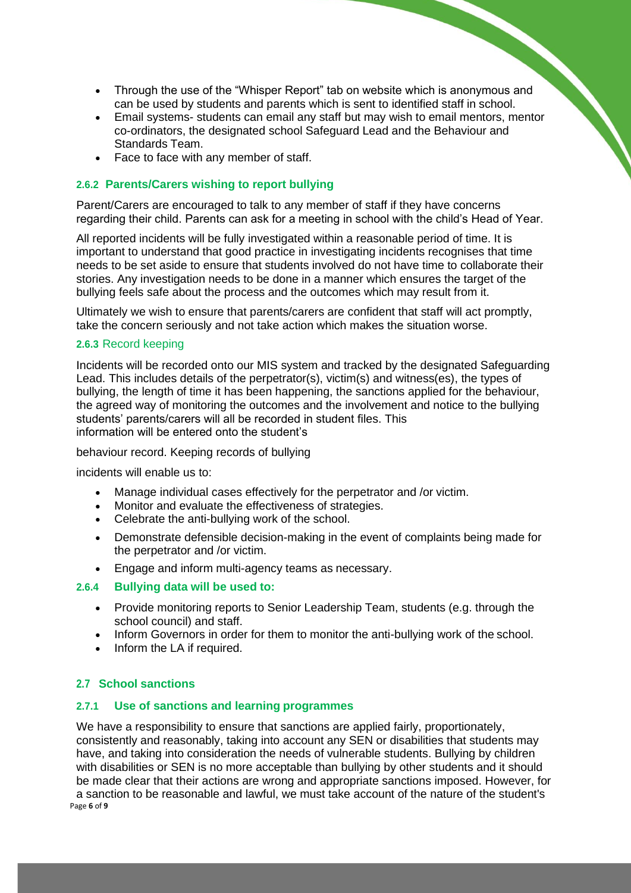- Through the use of the "Whisper Report" tab on website which is anonymous and can be used by students and parents which is sent to identified staff in school.
- Email systems- students can email any staff but may wish to email mentors, mentor co-ordinators, the designated school Safeguard Lead and the Behaviour and Standards Team.
- Face to face with any member of staff.

### 2.6.2 Parents/Carers wishing to report bullying

Parent/Carers are encouraged to talk to any member of staff if they have concerns regarding their child. Parents can ask for a meeting in school with the child's Head of Year.

All reported incidents will be fully investigated within a reasonable period of time. It is important to understand that good practice in investigating incidents recognises that time needs to be set aside to ensure that students involved do not have time to collaborate their stories. Any investigation needs to be done in a manner which ensures the target of the bullying feels safe about the process and the outcomes which may result from it.

Ultimately we wish to ensure that parents/carers are confident that staff will act promptly, take the concern seriously and not take action which makes the situation worse.

### 2.6.3 Record keeping

Incidents will be recorded onto our MIS system and tracked by the designated Safeguarding Lead. This includes details of the perpetrator(s), victim(s) and witness(es), the types of bullying, the length of time it has been happening, the sanctions applied for the behaviour, the agreed way of monitoring the outcomes and the involvement and notice to the bullying students' parents/carers will all be recorded in student files. This information will be entered onto the student's behaviour record. Keeping records of bullying incidents will enable us to:

- Manage individual cases effectively for the perpetrator and /or victim.
- Monitor and evaluate the effectiveness of strategies.
- Celebrate the anti-bullying work of the school.
- Demonstrate defensible decision-making in the event of complaints being made for the perpetrator and /or victim.
- Engage and inform multi-agency teams as necessary.

### 2.6.4 Bullying data will be used to:

- Provide monitoring reports to Senior Leadership Team, students (e.g. through the school council) and staff.
- Inform Governors in order for them to monitor the anti-bullying work of the school.
- Inform the LA if required.

## 2.7 School sanctions

### 2.7.1 Use of sanctions and learning programmes

We have a responsibility to ensure that sanctions are applied fairly, proportionately, consistently and reasonably, taking into account any SEN or disabilities that students may have, and taking into consideration the needs of vulnerable students. Bullying by children with disabilities or SEN is no more acceptable than bullying by other students and it should be made clear that their actions are wrong and appropriate sanctions imposed. However, for a sanction to be reasonable and lawful, we must take account of the nature of the student's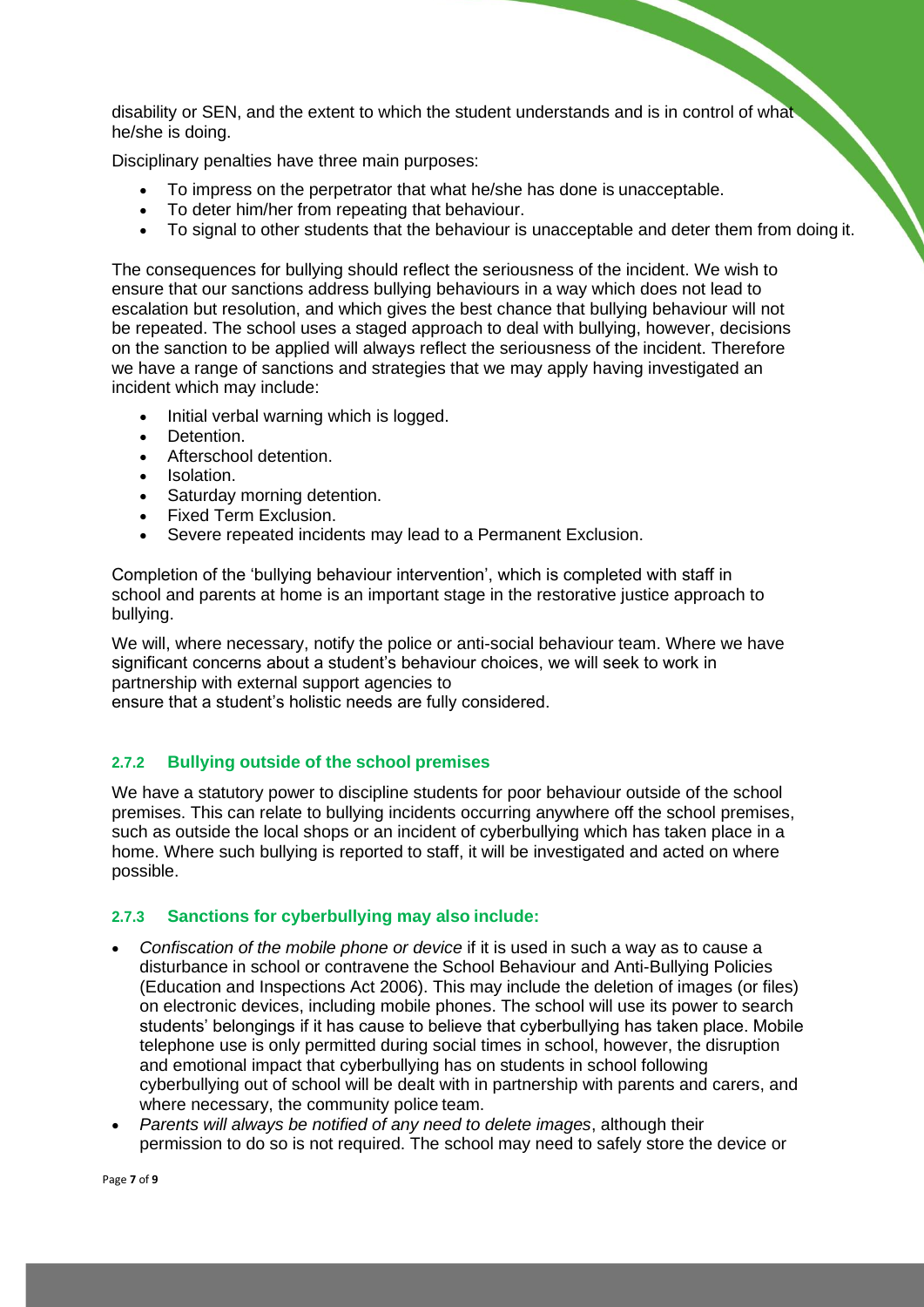disability or SEN, and the extent to which the student understands and is in control of what he/she is doing.

Disciplinary penalties have three main purposes:

- To impress on the perpetrator that what he/she has done is unacceptable.
- To deter him/her from repeating that behaviour.
- To signal to other students that the behaviour is unacceptable and deter them from doing it.

The consequences for bullying should reflect the seriousness of the incident. We wish to ensure that our sanctions address bullying behaviours in a way which does not lead to escalation but resolution, and which gives the best chance that bullying behaviour will not be repeated. The school uses a staged approach to deal with bullying, however, decisions on the sanction to be applied will always reflect the seriousness of the incident. Therefore we have a range of sanctions and strategies that we may apply having investigated an incident which may include:

- Initial verbal warning which is logged.
- Detention.
- Afterschool detention.
- Isolation.
- Saturday morning detention.
- Fixed Term Exclusion.
- Severe repeated incidents may lead to a Permanent Exclusion.

Completion of the 'bullying behaviour intervention', which is completed with staff in school and parents at home is an important stage in the restorative justice approach to bullying.

We will, where necessary, notify the police or anti-social behaviour team. Where we have significant concerns about a student's behaviour choices, we will seek to work in partnership with external support agencies to ensure that a student's holistic needs are fully considered.

### 2.7.2 Bullying outside of the school premises

We have a statutory power to discipline students for poor behaviour outside of the school premises. This can relate to bullying incidents occurring anywhere off the school premises, such as outside the local shops or an incident of cyberbullying which has taken place in a home. Where such bullying is reported to staff, it will be investigated and acted on where possible.

### 2.7.3 Sanctions for cyberbullying may also include:

- *Confiscation of the mobile phone or device* if it is used in such a way as to cause a disturbance in school or contravene the School Behaviour and Anti-Bullying Policies (Education and Inspections Act 2006). This may include the deletion of images (or files) on electronic devices, including mobile phones. The school will use its power to search students' belongings if it has cause to believe that cyberbullying has taken place. Mobile telephone use is only permitted during social times in school, however, the disruption and emotional impact that cyberbullying has on students in school following cyberbullying out of school will be dealt with in partnership with parents and carers, and where necessary, the community police team.
- *Parents will always be notified of any need to delete images*, although their permission to do so is not required. The school may need to safely store the device or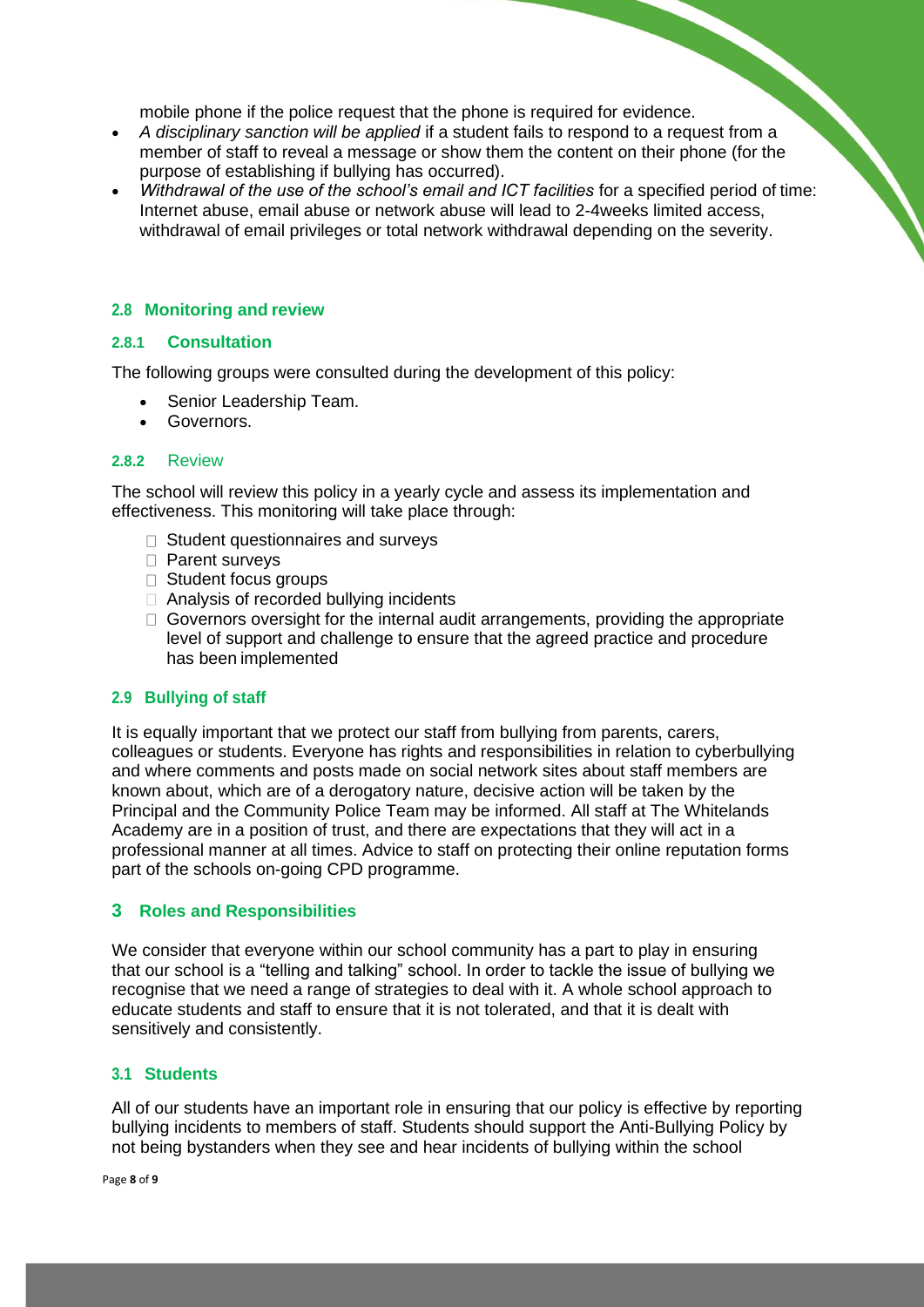mobile phone if the police request that the phone is required for evidence.

- *A disciplinary sanction will be applied* if a student fails to respond to a request from a member of staff to reveal a message or show them the content on their phone (for the purpose of establishing if bullying has occurred).
- *Withdrawal of the use of the school's email and ICT facilities* for a specified period of time: Internet abuse, email abuse or network abuse will lead to 2-4weeks limited access, withdrawal of email privileges or total network withdrawal depending on the severity.

### 2.8 Monitoring and review

#### 2.8.1 Consultation

The following groups were consulted during the development of this policy:

- Senior Leadership Team.
- Governors.

#### 2.8.2 Review

The school will review this policy in a yearly cycle and assess its implementation and effectiveness. This monitoring will take place through:

- Student questionnaires and surveys
- Parent surveys
- Student focus groups
- Analysis of recorded bullying incidents
- Governors oversight for the internal audit arrangements, providing the appropriate level of support and challenge to ensure that the agreed practice and procedure has been implemented

### 2.9 Bullying of staff

It is equally important that we protect our staff from bullying from parents, carers, colleagues or students. Everyone has rights and responsibilities in relation to cyberbullying and where comments and posts made on social network sites about staff members are known about, which are of a derogatory nature, decisive action will be taken by the Principal and the Community Police Team may be informed. All staff at The Whitelands Academy are in a position of trust, and there are expectations that they will act in a professional manner at all times. Advice to staff on protecting their online reputation forms part of the schools on-going CPD programme.

## 3 Roles and Responsibilities

We consider that everyone within our school community has a part to play in ensuring that our school is a "telling and talking" school. In order to tackle the issue of bullying we recognise that we need a range of strategies to deal with it. A whole school approach to educate students and staff to ensure that it is not tolerated, and that it is dealt with sensitively and consistently.

### 3.1 Students

All of our students have an important role in ensuring that our policy is effective by reporting bullying incidents to members of staff. Students should support the Anti-Bullying Policy by not being bystanders when they see and hear incidents of bullying within the school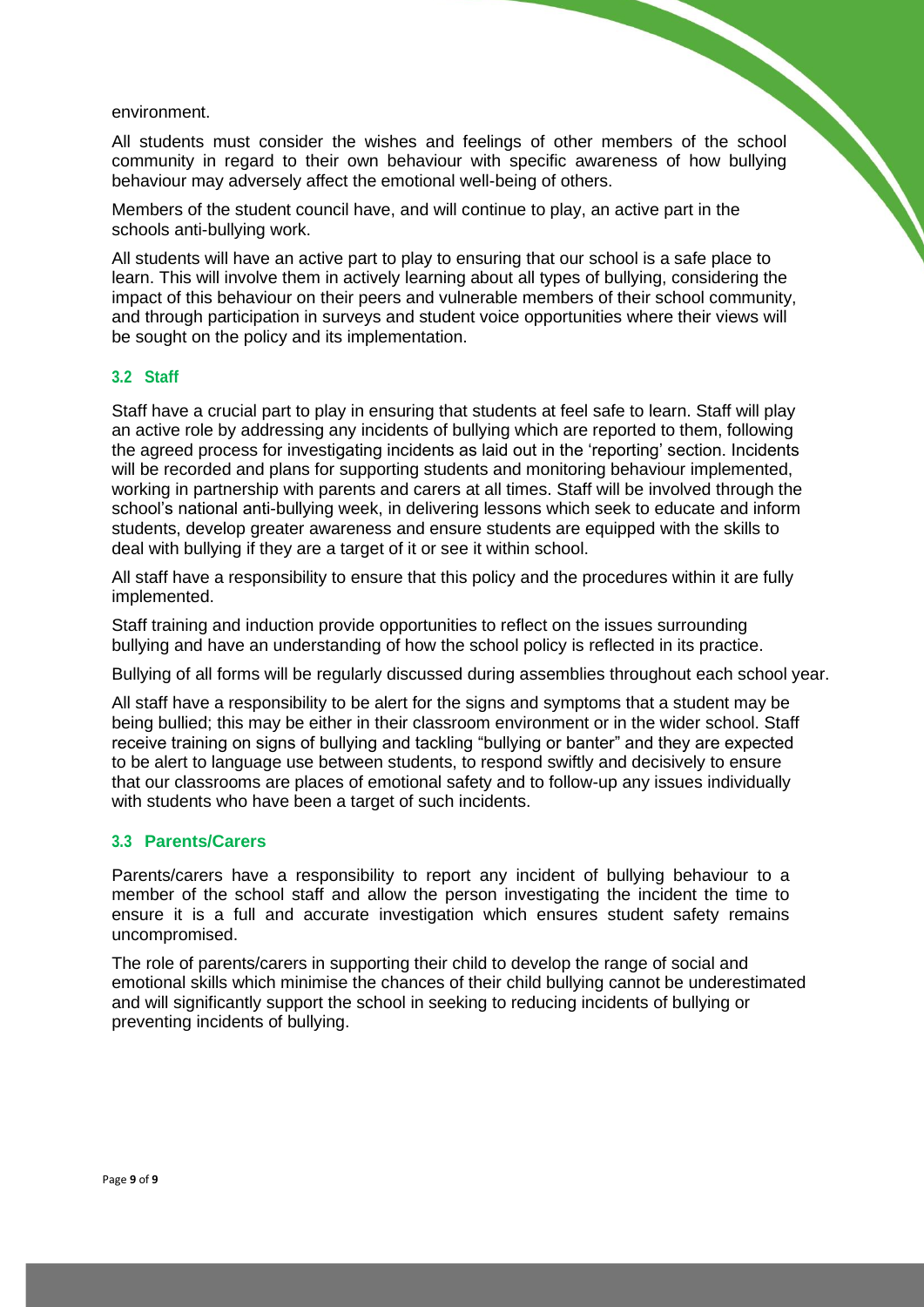environment.

All students must consider the wishes and feelings of other members of the school community in regard to their own behaviour with specific awareness of how bullying behaviour may adversely affect the emotional well-being of others.

Members of the student council have, and will continue to play, an active part in the schools anti-bullying work.

All students will have an active part to play to ensuring that our school is a safe place to learn. This will involve them in actively learning about all types of bullying, considering the impact of this behaviour on their peers and vulnerable members of their school community, and through participation in surveys and student voice opportunities where their views will be sought on the policy and its implementation.

### 3.2 Staff

Staff have a crucial part to play in ensuring that students at feel safe to learn. Staff will play an active role by addressing any incidents of bullying which are reported to them, following the agreed process for investigating incidents as laid out in the 'reporting' section. Incidents will be recorded and plans for supporting students and monitoring behaviour implemented, working in partnership with parents and carers at all times. Staff will be involved through the school's national anti-bullying week, in delivering lessons which seek to educate and inform students, develop greater awareness and ensure students are equipped with the skills to deal with bullying if they are a target of it or see it within school.

All staff have a responsibility to ensure that this policy and the procedures within it are fully implemented.

Staff training and induction provide opportunities to reflect on the issues surrounding bullying and have an understanding of how the school policy is reflected in its practice.

Bullying of all forms will be regularly discussed during assemblies throughout each school year.

All staff have a responsibility to be alert for the signs and symptoms that a student may be being bullied; this may be either in their classroom environment or in the wider school. Staff receive training on signs of bullying and tackling "bullying or banter" and they are expected to be alert to language use between students, to respond swiftly and decisively to ensure that our classrooms are places of emotional safety and to follow-up any issues individually with students who have been a target of such incidents.

### 3.3 Parents/Carers

Parents/carers have a responsibility to report any incident of bullying behaviour to a member of the school staff and allow the person investigating the incident the time to ensure it is a full and accurate investigation which ensures student safety remains uncompromised.

The role of parents/carers in supporting their child to develop the range of social and emotional skills which minimise the chances of their child bullying cannot be underestimated and will significantly support the school in seeking to reducing incidents of bullying or preventing incidents of bullying.